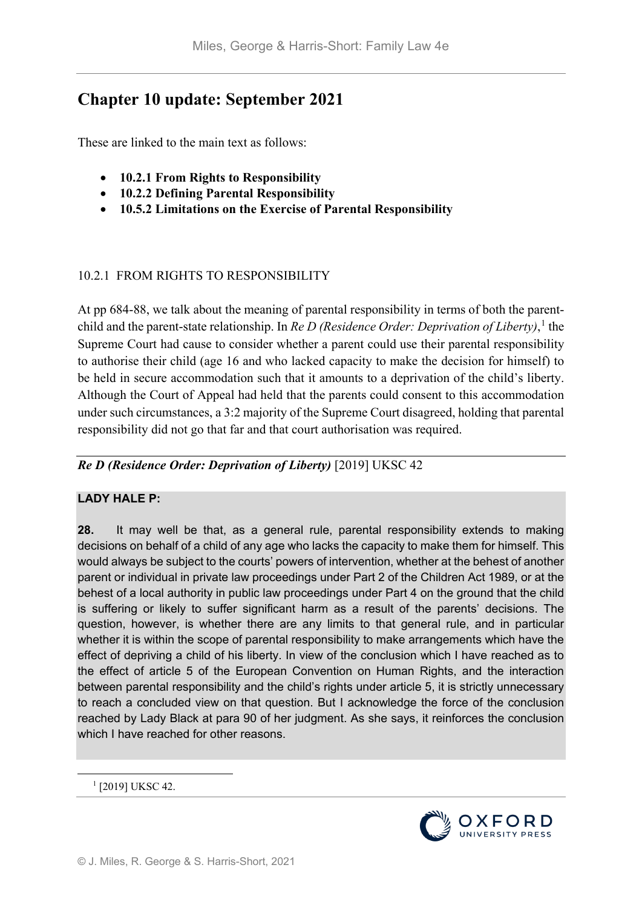# Chapter 10 update: September 2021

These are linked to the main text as follows:

- **10.2.1 From Rights to Responsibility**
- **10.2.2 Defining Parental Responsibility**
- **10.5.2 Limitations on the Exercise of Parental Responsibility**

## 10.2.1 FROM RIGHTS TO RESPONSIBILITY

At pp 684-88, we talk about the meaning of parental responsibility in terms of both the parent-child and the parent-state relationship. In *Re D (Residence Order: Deprivation of Liberty)*,[1] the Supreme Court had cause to consider whether a parent could use their parental responsibility to authorise their child (age 16 and who lacked capacity to make the decision for himself) to be held in secure accommodation such that it amounts to a deprivation of the child's liberty. Although the Court of Appeal had held that the parents could consent to this accommodation under such circumstances, a 3:2 majority of the Supreme Court disagreed, holding that parental responsibility did not go that far and that court authorisation was required.

***Re D (Residence Order: Deprivation of Liberty)*** [2019] UKSC 42

**LADY HALE P:**

**28.** It may well be that, as a general rule, parental responsibility extends to making decisions on behalf of a child of any age who lacks the capacity to make them for himself. This would always be subject to the courts' powers of intervention, whether at the behest of another parent or individual in private law proceedings under Part 2 of the Children Act 1989, or at the behest of a local authority in public law proceedings under Part 4 on the ground that the child is suffering or likely to suffer significant harm as a result of the parents' decisions. The question, however, is whether there are any limits to that general rule, and in particular whether it is within the scope of parental responsibility to make arrangements which have the effect of depriving a child of his liberty. In view of the conclusion which I have reached as to the effect of article 5 of the European Convention on Human Rights, and the interaction between parental responsibility and the child's rights under article 5, it is strictly unnecessary to reach a concluded view on that question. But I acknowledge the force of the conclusion reached by Lady Black at para 90 of her judgment. As she says, it reinforces the conclusion which I have reached for other reasons.

[1] [2019] UKSC 42.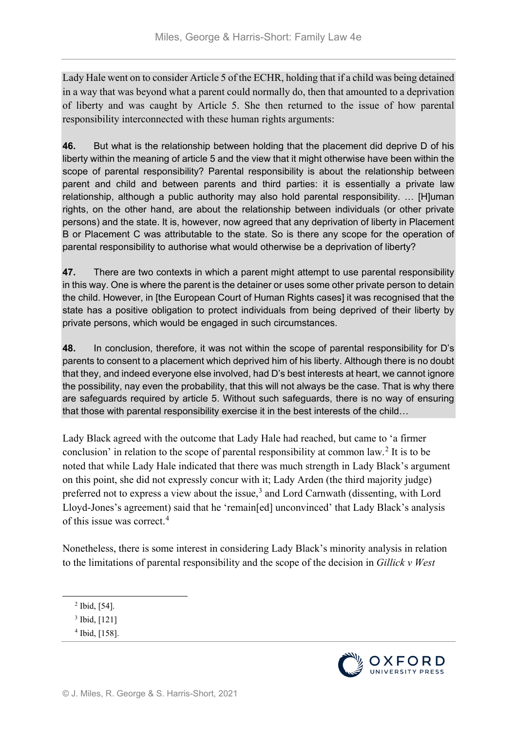Lady Hale went on to consider Article 5 of the ECHR, holding that if a child was being detained in a way that was beyond what a parent could normally do, then that amounted to a deprivation of liberty and was caught by Article 5. She then returned to the issue of how parental responsibility interconnected with these human rights arguments:

**46.** But what is the relationship between holding that the placement did deprive D of his liberty within the meaning of article 5 and the view that it might otherwise have been within the scope of parental responsibility? Parental responsibility is about the relationship between parent and child and between parents and third parties: it is essentially a private law relationship, although a public authority may also hold parental responsibility. … [H]uman rights, on the other hand, are about the relationship between individuals (or other private persons) and the state. It is, however, now agreed that any deprivation of liberty in Placement B or Placement C was attributable to the state. So is there any scope for the operation of parental responsibility to authorise what would otherwise be a deprivation of liberty?

**47.** There are two contexts in which a parent might attempt to use parental responsibility in this way. One is where the parent is the detainer or uses some other private person to detain the child. However, in [the European Court of Human Rights cases] it was recognised that the state has a positive obligation to protect individuals from being deprived of their liberty by private persons, which would be engaged in such circumstances.

**48.** In conclusion, therefore, it was not within the scope of parental responsibility for D's parents to consent to a placement which deprived him of his liberty. Although there is no doubt that they, and indeed everyone else involved, had D's best interests at heart, we cannot ignore the possibility, nay even the probability, that this will not always be the case. That is why there are safeguards required by article 5. Without such safeguards, there is no way of ensuring that those with parental responsibility exercise it in the best interests of the child…

Lady Black agreed with the outcome that Lady Hale had reached, but came to 'a firmer conclusion' in relation to the scope of parental responsibility at common law.[2] It is to be noted that while Lady Hale indicated that there was much strength in Lady Black's argument on this point, she did not expressly concur with it; Lady Arden (the third majority judge) preferred not to express a view about the issue,[3] and Lord Carnwath (dissenting, with Lord Lloyd-Jones's agreement) said that he 'remain[ed] unconvinced' that Lady Black's analysis of this issue was correct.[4]

Nonetheless, there is some interest in considering Lady Black's minority analysis in relation to the limitations of parental responsibility and the scope of the decision in *Gillick v West*

[2] Ibid, [54].

[3] Ibid, [121]

[4] Ibid, [158].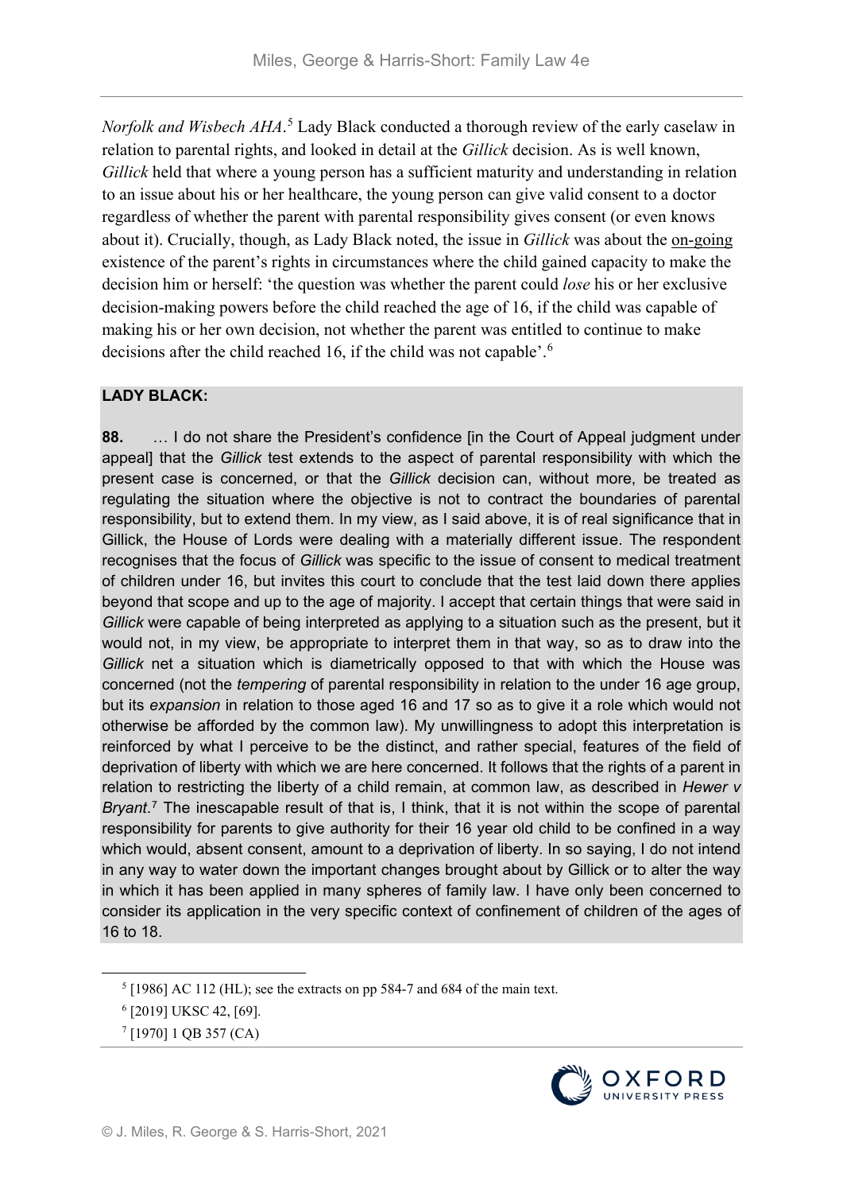*Norfolk and Wisbech AHA*.[5] Lady Black conducted a thorough review of the early caselaw in relation to parental rights, and looked in detail at the *Gillick* decision. As is well known, *Gillick* held that where a young person has a sufficient maturity and understanding in relation to an issue about his or her healthcare, the young person can give valid consent to a doctor regardless of whether the parent with parental responsibility gives consent (or even knows about it). Crucially, though, as Lady Black noted, the issue in *Gillick* was about the <u>on-going</u> existence of the parent's rights in circumstances where the child gained capacity to make the decision him or herself: 'the question was whether the parent could *lose* his or her exclusive decision-making powers before the child reached the age of 16, if the child was capable of making his or her own decision, not whether the parent was entitled to continue to make decisions after the child reached 16, if the child was not capable'.[6]

**LADY BLACK:**

**88.** … I do not share the President's confidence [in the Court of Appeal judgment under appeal] that the *Gillick* test extends to the aspect of parental responsibility with which the present case is concerned, or that the *Gillick* decision can, without more, be treated as regulating the situation where the objective is not to contract the boundaries of parental responsibility, but to extend them. In my view, as I said above, it is of real significance that in Gillick, the House of Lords were dealing with a materially different issue. The respondent recognises that the focus of *Gillick* was specific to the issue of consent to medical treatment of children under 16, but invites this court to conclude that the test laid down there applies beyond that scope and up to the age of majority. I accept that certain things that were said in *Gillick* were capable of being interpreted as applying to a situation such as the present, but it would not, in my view, be appropriate to interpret them in that way, so as to draw into the *Gillick* net a situation which is diametrically opposed to that with which the House was concerned (not the *tempering* of parental responsibility in relation to the under 16 age group, but its *expansion* in relation to those aged 16 and 17 so as to give it a role which would not otherwise be afforded by the common law). My unwillingness to adopt this interpretation is reinforced by what I perceive to be the distinct, and rather special, features of the field of deprivation of liberty with which we are here concerned. It follows that the rights of a parent in relation to restricting the liberty of a child remain, at common law, as described in *Hewer v Bryant*.[7] The inescapable result of that is, I think, that it is not within the scope of parental responsibility for parents to give authority for their 16 year old child to be confined in a way which would, absent consent, amount to a deprivation of liberty. In so saying, I do not intend in any way to water down the important changes brought about by Gillick or to alter the way in which it has been applied in many spheres of family law. I have only been concerned to consider its application in the very specific context of confinement of children of the ages of 16 to 18.

[5] [1986] AC 112 (HL); see the extracts on pp 584-7 and 684 of the main text.

[6] [2019] UKSC 42, [69].

[7] [1970] 1 QB 357 (CA)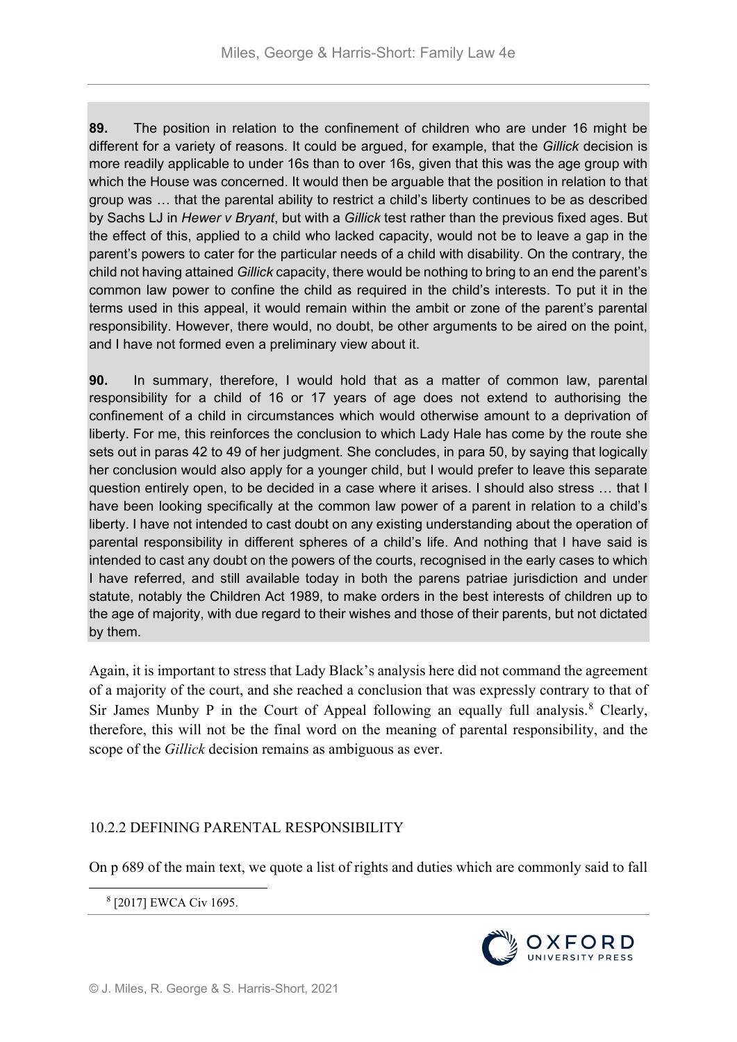**89.** The position in relation to the confinement of children who are under 16 might be different for a variety of reasons. It could be argued, for example, that the *Gillick* decision is more readily applicable to under 16s than to over 16s, given that this was the age group with which the House was concerned. It would then be arguable that the position in relation to that group was … that the parental ability to restrict a child's liberty continues to be as described by Sachs LJ in *Hewer v Bryant*, but with a *Gillick* test rather than the previous fixed ages. But the effect of this, applied to a child who lacked capacity, would not be to leave a gap in the parent's powers to cater for the particular needs of a child with disability. On the contrary, the child not having attained *Gillick* capacity, there would be nothing to bring to an end the parent's common law power to confine the child as required in the child's interests. To put it in the terms used in this appeal, it would remain within the ambit or zone of the parent's parental responsibility. However, there would, no doubt, be other arguments to be aired on the point, and I have not formed even a preliminary view about it.

**90.** In summary, therefore, I would hold that as a matter of common law, parental responsibility for a child of 16 or 17 years of age does not extend to authorising the confinement of a child in circumstances which would otherwise amount to a deprivation of liberty. For me, this reinforces the conclusion to which Lady Hale has come by the route she sets out in paras 42 to 49 of her judgment. She concludes, in para 50, by saying that logically her conclusion would also apply for a younger child, but I would prefer to leave this separate question entirely open, to be decided in a case where it arises. I should also stress … that I have been looking specifically at the common law power of a parent in relation to a child's liberty. I have not intended to cast doubt on any existing understanding about the operation of parental responsibility in different spheres of a child's life. And nothing that I have said is intended to cast any doubt on the powers of the courts, recognised in the early cases to which I have referred, and still available today in both the parens patriae jurisdiction and under statute, notably the Children Act 1989, to make orders in the best interests of children up to the age of majority, with due regard to their wishes and those of their parents, but not dictated by them.

Again, it is important to stress that Lady Black's analysis here did not command the agreement of a majority of the court, and she reached a conclusion that was expressly contrary to that of Sir James Munby P in the Court of Appeal following an equally full analysis.[8] Clearly, therefore, this will not be the final word on the meaning of parental responsibility, and the scope of the *Gillick* decision remains as ambiguous as ever.

### 10.2.2 DEFINING PARENTAL RESPONSIBILITY

On p 689 of the main text, we quote a list of rights and duties which are commonly said to fall

[8] [2017] EWCA Civ 1695.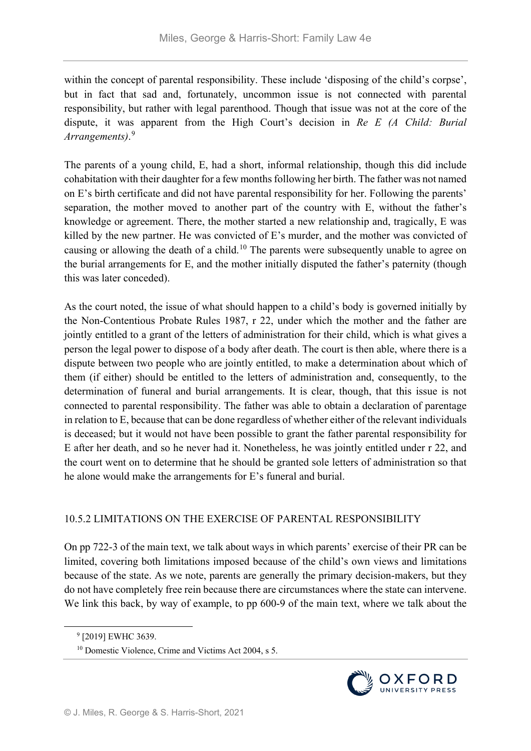within the concept of parental responsibility. These include 'disposing of the child's corpse', but in fact that sad and, fortunately, uncommon issue is not connected with parental responsibility, but rather with legal parenthood. Though that issue was not at the core of the dispute, it was apparent from the High Court's decision in *Re E (A Child: Burial Arrangements)*.[9]

The parents of a young child, E, had a short, informal relationship, though this did include cohabitation with their daughter for a few months following her birth. The father was not named on E's birth certificate and did not have parental responsibility for her. Following the parents' separation, the mother moved to another part of the country with E, without the father's knowledge or agreement. There, the mother started a new relationship and, tragically, E was killed by the new partner. He was convicted of E's murder, and the mother was convicted of causing or allowing the death of a child.[10] The parents were subsequently unable to agree on the burial arrangements for E, and the mother initially disputed the father's paternity (though this was later conceded).

As the court noted, the issue of what should happen to a child's body is governed initially by the Non-Contentious Probate Rules 1987, r 22, under which the mother and the father are jointly entitled to a grant of the letters of administration for their child, which is what gives a person the legal power to dispose of a body after death. The court is then able, where there is a dispute between two people who are jointly entitled, to make a determination about which of them (if either) should be entitled to the letters of administration and, consequently, to the determination of funeral and burial arrangements. It is clear, though, that this issue is not connected to parental responsibility. The father was able to obtain a declaration of parentage in relation to E, because that can be done regardless of whether either of the relevant individuals is deceased; but it would not have been possible to grant the father parental responsibility for E after her death, and so he never had it. Nonetheless, he was jointly entitled under r 22, and the court went on to determine that he should be granted sole letters of administration so that he alone would make the arrangements for E's funeral and burial.

### 10.5.2 LIMITATIONS ON THE EXERCISE OF PARENTAL RESPONSIBILITY

On pp 722-3 of the main text, we talk about ways in which parents' exercise of their PR can be limited, covering both limitations imposed because of the child's own views and limitations because of the state. As we note, parents are generally the primary decision-makers, but they do not have completely free rein because there are circumstances where the state can intervene. We link this back, by way of example, to pp 600-9 of the main text, where we talk about the

---

[9] [2019] EWHC 3639.

[10] Domestic Violence, Crime and Victims Act 2004, s 5.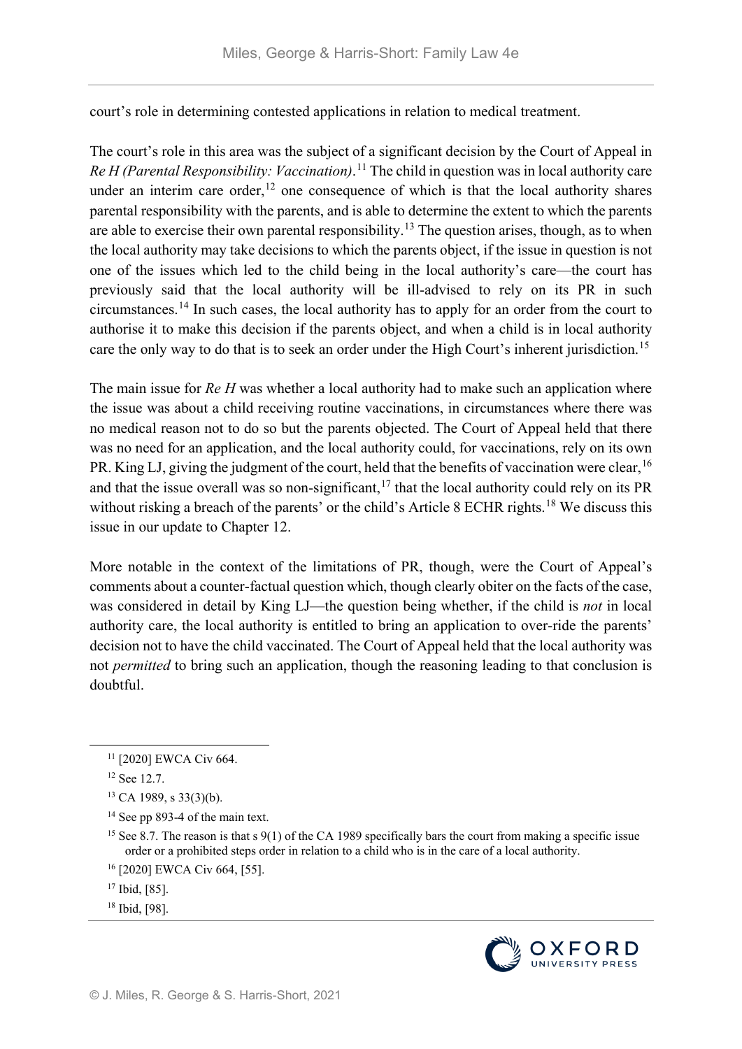court's role in determining contested applications in relation to medical treatment.

The court's role in this area was the subject of a significant decision by the Court of Appeal in *Re H (Parental Responsibility: Vaccination)*.[11] The child in question was in local authority care under an interim care order,[12] one consequence of which is that the local authority shares parental responsibility with the parents, and is able to determine the extent to which the parents are able to exercise their own parental responsibility.[13] The question arises, though, as to when the local authority may take decisions to which the parents object, if the issue in question is not one of the issues which led to the child being in the local authority's care—the court has previously said that the local authority will be ill-advised to rely on its PR in such circumstances.[14] In such cases, the local authority has to apply for an order from the court to authorise it to make this decision if the parents object, and when a child is in local authority care the only way to do that is to seek an order under the High Court's inherent jurisdiction.[15]

The main issue for *Re H* was whether a local authority had to make such an application where the issue was about a child receiving routine vaccinations, in circumstances where there was no medical reason not to do so but the parents objected. The Court of Appeal held that there was no need for an application, and the local authority could, for vaccinations, rely on its own PR. King LJ, giving the judgment of the court, held that the benefits of vaccination were clear,[16] and that the issue overall was so non-significant,[17] that the local authority could rely on its PR without risking a breach of the parents' or the child's Article 8 ECHR rights.[18] We discuss this issue in our update to Chapter 12.

More notable in the context of the limitations of PR, though, were the Court of Appeal's comments about a counter-factual question which, though clearly obiter on the facts of the case, was considered in detail by King LJ—the question being whether, if the child is *not* in local authority care, the local authority is entitled to bring an application to over-ride the parents' decision not to have the child vaccinated. The Court of Appeal held that the local authority was not *permitted* to bring such an application, though the reasoning leading to that conclusion is doubtful.

---

[11] [2020] EWCA Civ 664.

[12] See 12.7.

[13] CA 1989, s 33(3)(b).

[14] See pp 893-4 of the main text.

[15] See 8.7. The reason is that s 9(1) of the CA 1989 specifically bars the court from making a specific issue order or a prohibited steps order in relation to a child who is in the care of a local authority.

[16] [2020] EWCA Civ 664, [55].

[17] Ibid, [85].

[18] Ibid, [98].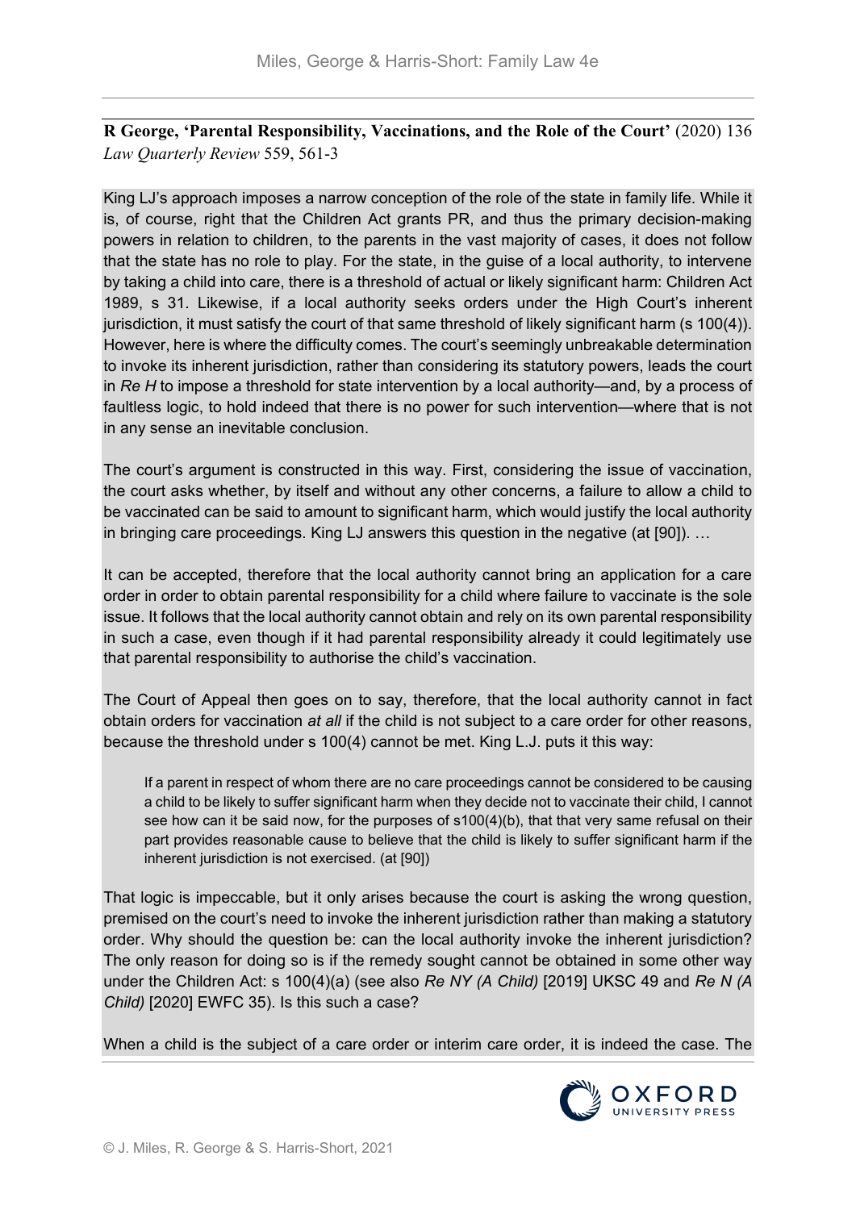**R George, 'Parental Responsibility, Vaccinations, and the Role of the Court'** (2020) 136 *Law Quarterly Review* 559, 561-3

King LJ's approach imposes a narrow conception of the role of the state in family life. While it is, of course, right that the Children Act grants PR, and thus the primary decision-making powers in relation to children, to the parents in the vast majority of cases, it does not follow that the state has no role to play. For the state, in the guise of a local authority, to intervene by taking a child into care, there is a threshold of actual or likely significant harm: Children Act 1989, s 31. Likewise, if a local authority seeks orders under the High Court's inherent jurisdiction, it must satisfy the court of that same threshold of likely significant harm (s 100(4)). However, here is where the difficulty comes. The court's seemingly unbreakable determination to invoke its inherent jurisdiction, rather than considering its statutory powers, leads the court in *Re H* to impose a threshold for state intervention by a local authority—and, by a process of faultless logic, to hold indeed that there is no power for such intervention—where that is not in any sense an inevitable conclusion.

The court's argument is constructed in this way. First, considering the issue of vaccination, the court asks whether, by itself and without any other concerns, a failure to allow a child to be vaccinated can be said to amount to significant harm, which would justify the local authority in bringing care proceedings. King LJ answers this question in the negative (at [90]). …

It can be accepted, therefore that the local authority cannot bring an application for a care order in order to obtain parental responsibility for a child where failure to vaccinate is the sole issue. It follows that the local authority cannot obtain and rely on its own parental responsibility in such a case, even though if it had parental responsibility already it could legitimately use that parental responsibility to authorise the child's vaccination.

The Court of Appeal then goes on to say, therefore, that the local authority cannot in fact obtain orders for vaccination *at all* if the child is not subject to a care order for other reasons, because the threshold under s 100(4) cannot be met. King L.J. puts it this way:

> If a parent in respect of whom there are no care proceedings cannot be considered to be causing a child to be likely to suffer significant harm when they decide not to vaccinate their child, I cannot see how can it be said now, for the purposes of s100(4)(b), that that very same refusal on their part provides reasonable cause to believe that the child is likely to suffer significant harm if the inherent jurisdiction is not exercised. (at [90])

That logic is impeccable, but it only arises because the court is asking the wrong question, premised on the court's need to invoke the inherent jurisdiction rather than making a statutory order. Why should the question be: can the local authority invoke the inherent jurisdiction? The only reason for doing so is if the remedy sought cannot be obtained in some other way under the Children Act: s 100(4)(a) (see also *Re NY (A Child)* [2019] UKSC 49 and *Re N (A Child)* [2020] EWFC 35). Is this such a case?

When a child is the subject of a care order or interim care order, it is indeed the case. The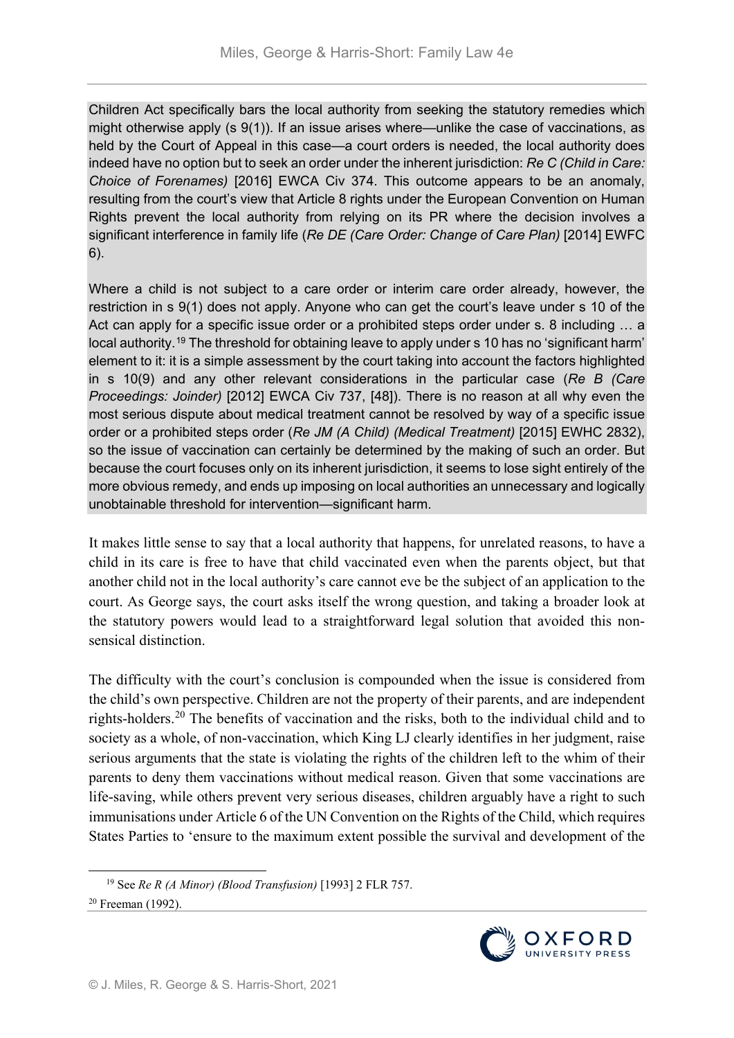Children Act specifically bars the local authority from seeking the statutory remedies which might otherwise apply (s 9(1)). If an issue arises where—unlike the case of vaccinations, as held by the Court of Appeal in this case—a court orders is needed, the local authority does indeed have no option but to seek an order under the inherent jurisdiction: *Re C (Child in Care: Choice of Forenames)* [2016] EWCA Civ 374. This outcome appears to be an anomaly, resulting from the court's view that Article 8 rights under the European Convention on Human Rights prevent the local authority from relying on its PR where the decision involves a significant interference in family life (*Re DE (Care Order: Change of Care Plan)* [2014] EWFC 6).

Where a child is not subject to a care order or interim care order already, however, the restriction in s 9(1) does not apply. Anyone who can get the court's leave under s 10 of the Act can apply for a specific issue order or a prohibited steps order under s. 8 including … a local authority.[19] The threshold for obtaining leave to apply under s 10 has no 'significant harm' element to it: it is a simple assessment by the court taking into account the factors highlighted in s 10(9) and any other relevant considerations in the particular case (*Re B (Care Proceedings: Joinder)* [2012] EWCA Civ 737, [48]). There is no reason at all why even the most serious dispute about medical treatment cannot be resolved by way of a specific issue order or a prohibited steps order (*Re JM (A Child) (Medical Treatment)* [2015] EWHC 2832), so the issue of vaccination can certainly be determined by the making of such an order. But because the court focuses only on its inherent jurisdiction, it seems to lose sight entirely of the more obvious remedy, and ends up imposing on local authorities an unnecessary and logically unobtainable threshold for intervention—significant harm.

It makes little sense to say that a local authority that happens, for unrelated reasons, to have a child in its care is free to have that child vaccinated even when the parents object, but that another child not in the local authority's care cannot eve be the subject of an application to the court. As George says, the court asks itself the wrong question, and taking a broader look at the statutory powers would lead to a straightforward legal solution that avoided this non-sensical distinction.

The difficulty with the court's conclusion is compounded when the issue is considered from the child's own perspective. Children are not the property of their parents, and are independent rights-holders.[20] The benefits of vaccination and the risks, both to the individual child and to society as a whole, of non-vaccination, which King LJ clearly identifies in her judgment, raise serious arguments that the state is violating the rights of the children left to the whim of their parents to deny them vaccinations without medical reason. Given that some vaccinations are life-saving, while others prevent very serious diseases, children arguably have a right to such immunisations under Article 6 of the UN Convention on the Rights of the Child, which requires States Parties to 'ensure to the maximum extent possible the survival and development of the

---

[19] See *Re R (A Minor) (Blood Transfusion)* [1993] 2 FLR 757.

[20] Freeman (1992).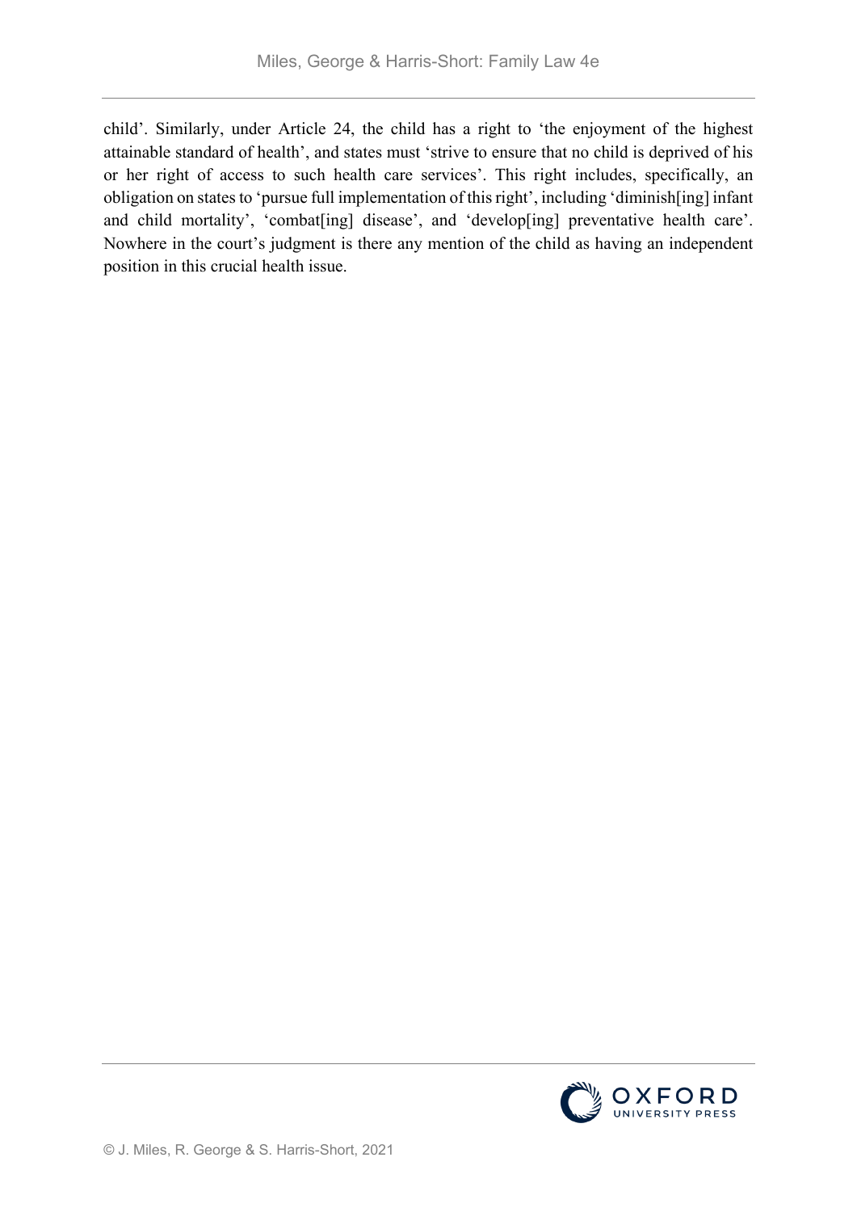child'. Similarly, under Article 24, the child has a right to 'the enjoyment of the highest attainable standard of health', and states must 'strive to ensure that no child is deprived of his or her right of access to such health care services'. This right includes, specifically, an obligation on states to 'pursue full implementation of this right', including 'diminish[ing] infant and child mortality', 'combat[ing] disease', and 'develop[ing] preventative health care'. Nowhere in the court's judgment is there any mention of the child as having an independent position in this crucial health issue.